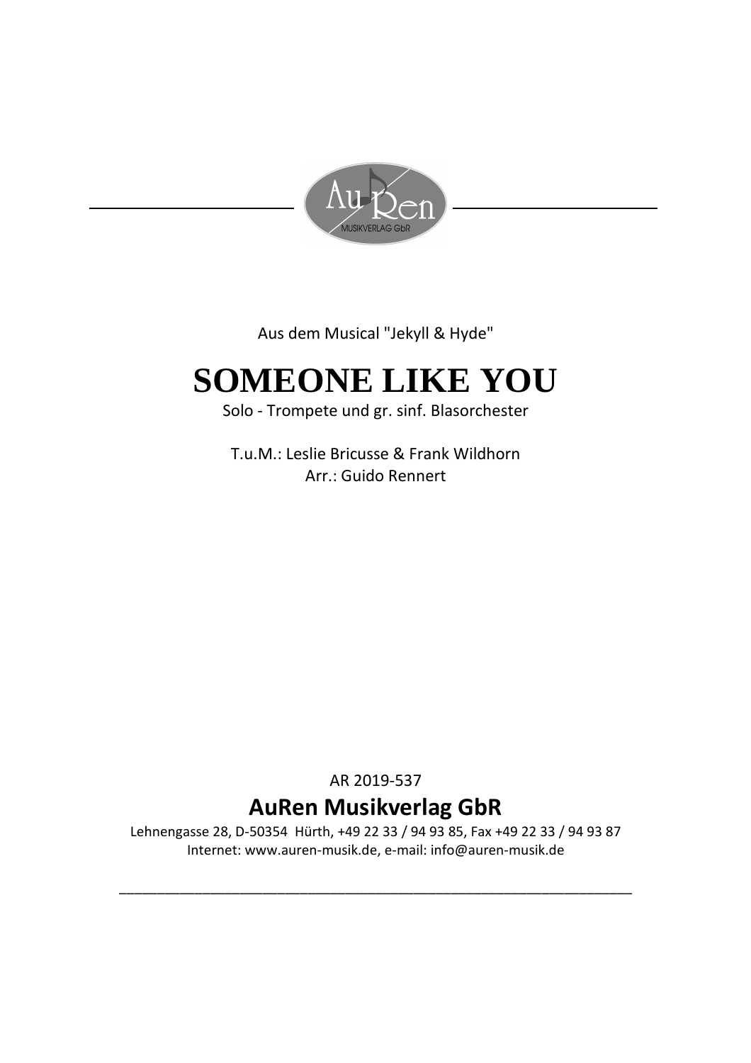Aus dem Musical "Jekyll & Hyde"

# SOMEONE LIKE YOU

Solo - Trompete und gr. sinf. Blasorchester

T.u.M.: Leslie Bricusse & Frank Wildhorn
Arr.: Guido Rennert

AR 2019-537

## AuRen Musikverlag GbR

Lehnengasse 28, D-50354 Hürth, +49 22 33 / 94 93 85, Fax +49 22 33 / 94 93 87
Internet: www.auren-musik.de, e-mail: info@auren-musik.de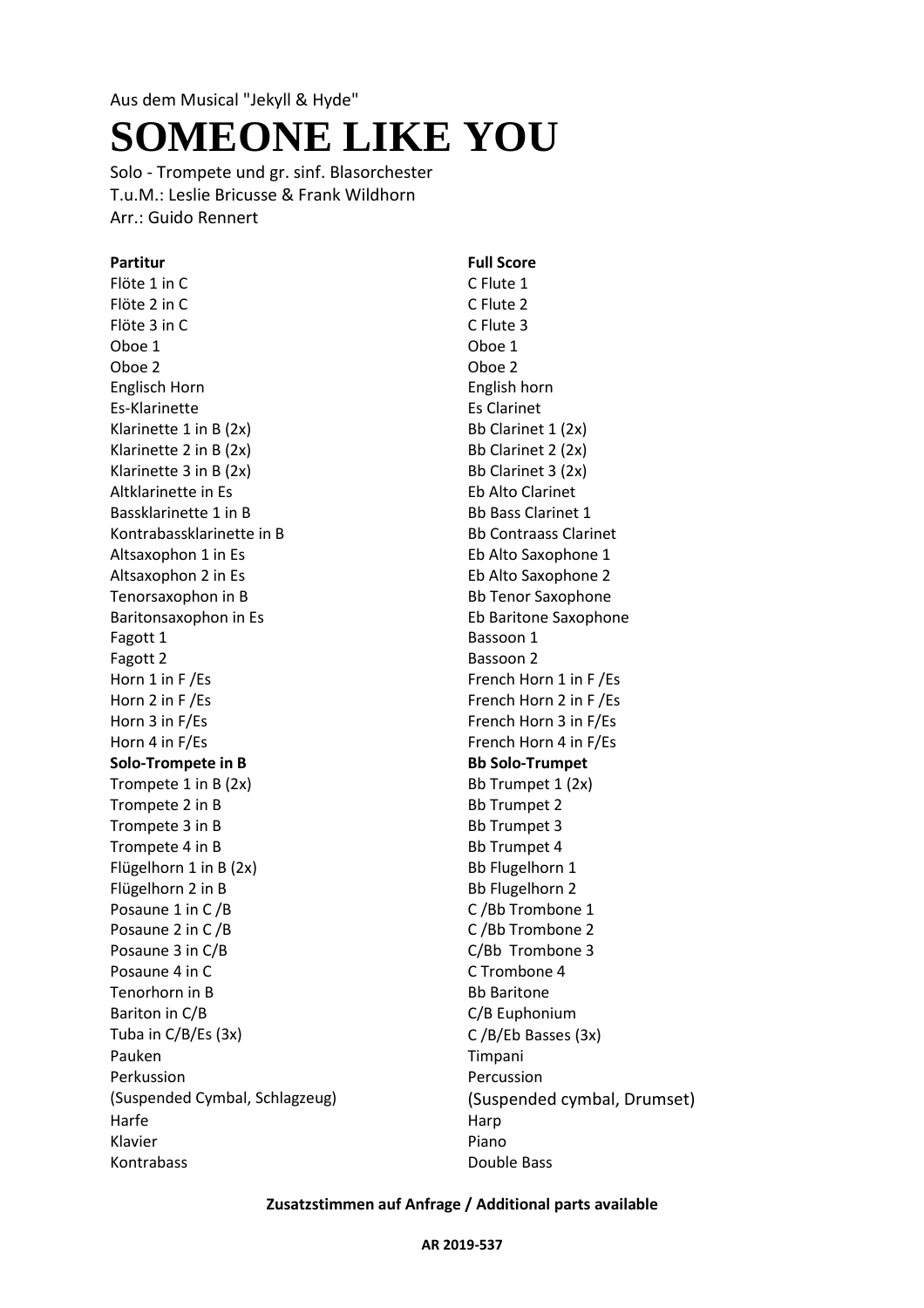Aus dem Musical "Jekyll & Hyde"

# SOMEONE LIKE YOU

Solo - Trompete und gr. sinf. Blasorchester
T.u.M.: Leslie Bricusse & Frank Wildhorn
Arr.: Guido Rennert

| **Partitur** | **Full Score** |
|---|---|
| Flöte 1 in C | C Flute 1 |
| Flöte 2 in C | C Flute 2 |
| Flöte 3 in C | C Flute 3 |
| Oboe 1 | Oboe 1 |
| Oboe 2 | Oboe 2 |
| Englisch Horn | English horn |
| Es-Klarinette | Es Clarinet |
| Klarinette 1 in B (2x) | Bb Clarinet 1 (2x) |
| Klarinette 2 in B (2x) | Bb Clarinet 2 (2x) |
| Klarinette 3 in B (2x) | Bb Clarinet 3 (2x) |
| Altklarinette in Es | Eb Alto Clarinet |
| Bassklarinette 1 in B | Bb Bass Clarinet 1 |
| Kontrabassklarinette in B | Bb Contraass Clarinet |
| Altsaxophon 1 in Es | Eb Alto Saxophone 1 |
| Altsaxophon 2 in Es | Eb Alto Saxophone 2 |
| Tenorsaxophon in B | Bb Tenor Saxophone |
| Baritonsaxophon in Es | Eb Baritone Saxophone |
| Fagott 1 | Bassoon 1 |
| Fagott 2 | Bassoon 2 |
| Horn 1 in F /Es | French Horn 1 in F /Es |
| Horn 2 in F /Es | French Horn 2 in F /Es |
| Horn 3 in F/Es | French Horn 3 in F/Es |
| Horn 4 in F/Es | French Horn 4 in F/Es |
| **Solo-Trompete in B** | **Bb Solo-Trumpet** |
| Trompete 1 in B (2x) | Bb Trumpet 1 (2x) |
| Trompete 2 in B | Bb Trumpet 2 |
| Trompete 3 in B | Bb Trumpet 3 |
| Trompete 4 in B | Bb Trumpet 4 |
| Flügelhorn 1 in B (2x) | Bb Flugelhorn 1 |
| Flügelhorn 2 in B | Bb Flugelhorn 2 |
| Posaune 1 in C /B | C /Bb Trombone 1 |
| Posaune 2 in C /B | C /Bb Trombone 2 |
| Posaune 3 in C/B | C/Bb Trombone 3 |
| Posaune 4 in C | C Trombone 4 |
| Tenorhorn in B | Bb Baritone |
| Bariton in C/B | C/B Euphonium |
| Tuba in C/B/Es (3x) | C /B/Eb Basses (3x) |
| Pauken | Timpani |
| Perkussion | Percussion |
| (Suspended Cymbal, Schlagzeug) | (Suspended cymbal, Drumset) |
| Harfe | Harp |
| Klavier | Piano |
| Kontrabass | Double Bass |

**Zusatzstimmen auf Anfrage / Additional parts available**

**AR 2019-537**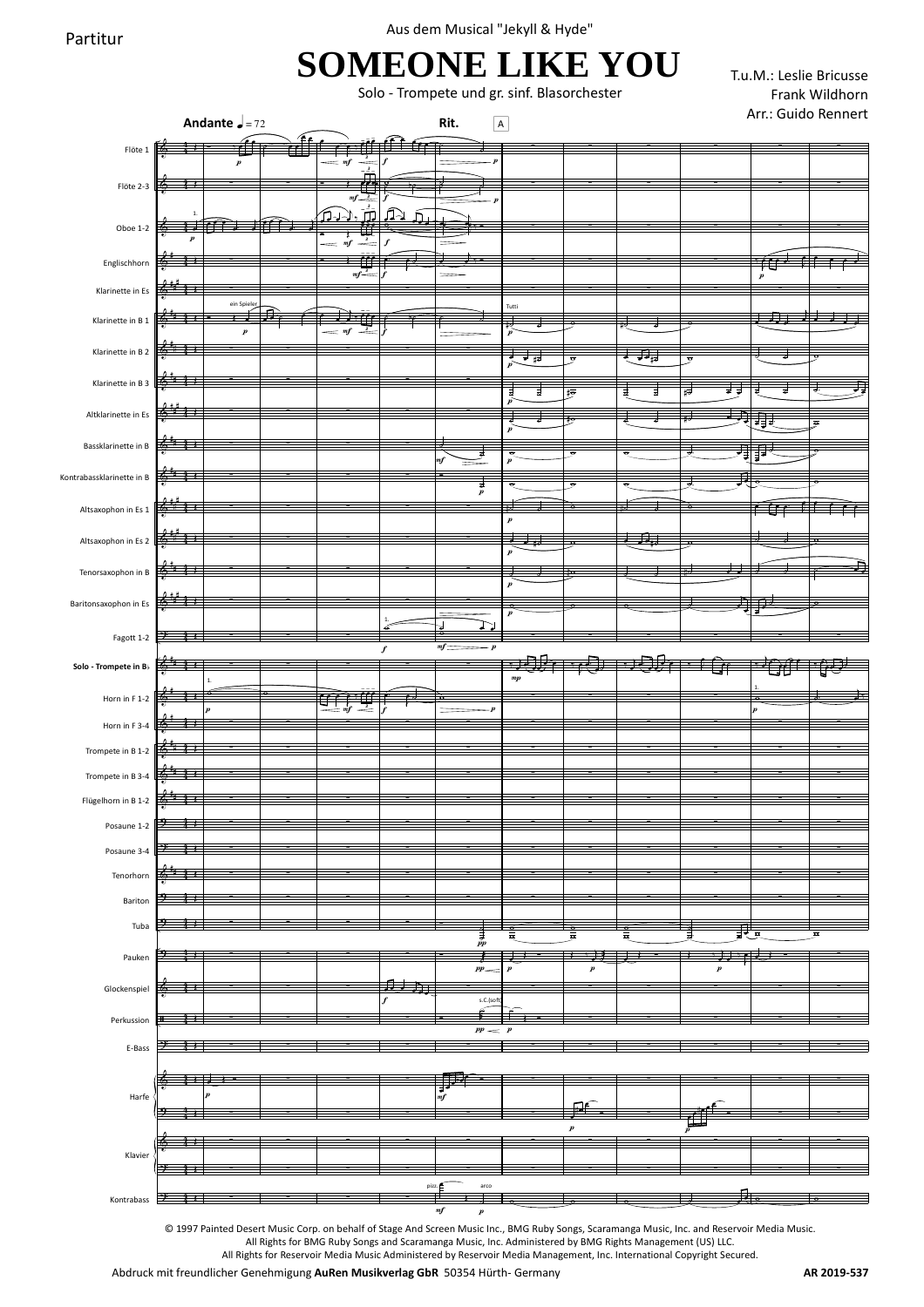Partitur

Aus dem Musical "Jekyll & Hyde"

# SOMEONE LIKE YOU

Solo - Trompete und gr. sinf. Blasorchester

T.u.M.: Leslie Bricusse
Frank Wildhorn
Arr.: Guido Rennert

© 1997 Painted Desert Music Corp. on behalf of Stage And Screen Music Inc., BMG Ruby Songs, Scaramanga Music, Inc. and Reservoir Media Music.
All Rights for BMG Ruby Songs and Scaramanga Music, Inc. Administered by BMG Rights Management (US) LLC.
All Rights for Reservoir Media Music Administered by Reservoir Media Management, Inc. International Copyright Secured.

Abdruck mit freundlicher Genehmigung **AuRen Musikverlag GbR** 50354 Hürth- Germany

**AR 2019-537**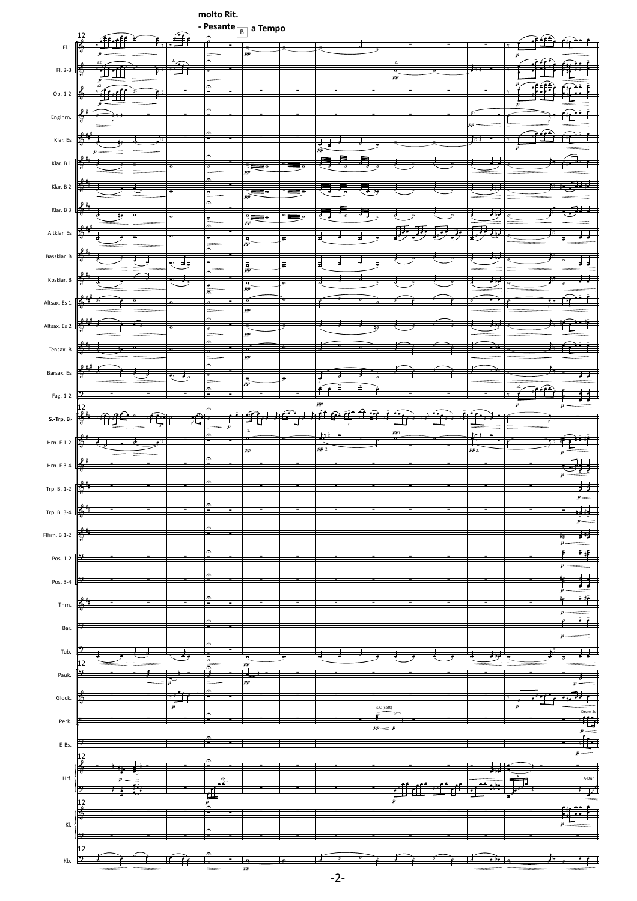**molto Rit. - Pesante**

**B a Tempo**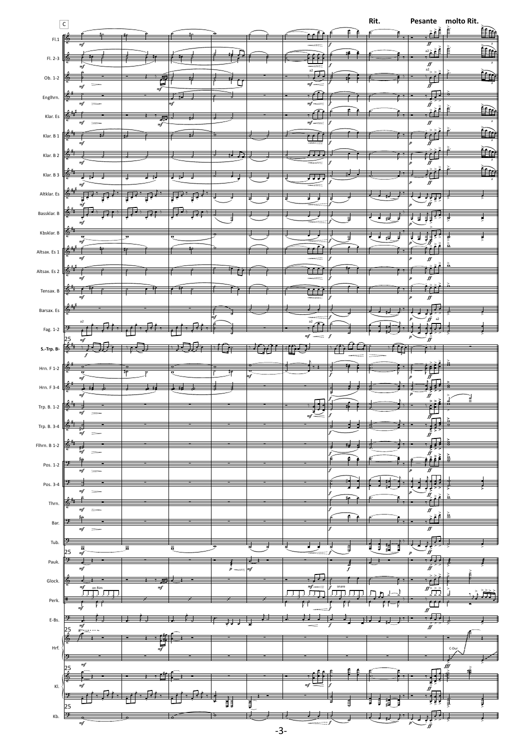C

Rit. Pesante molto Rit.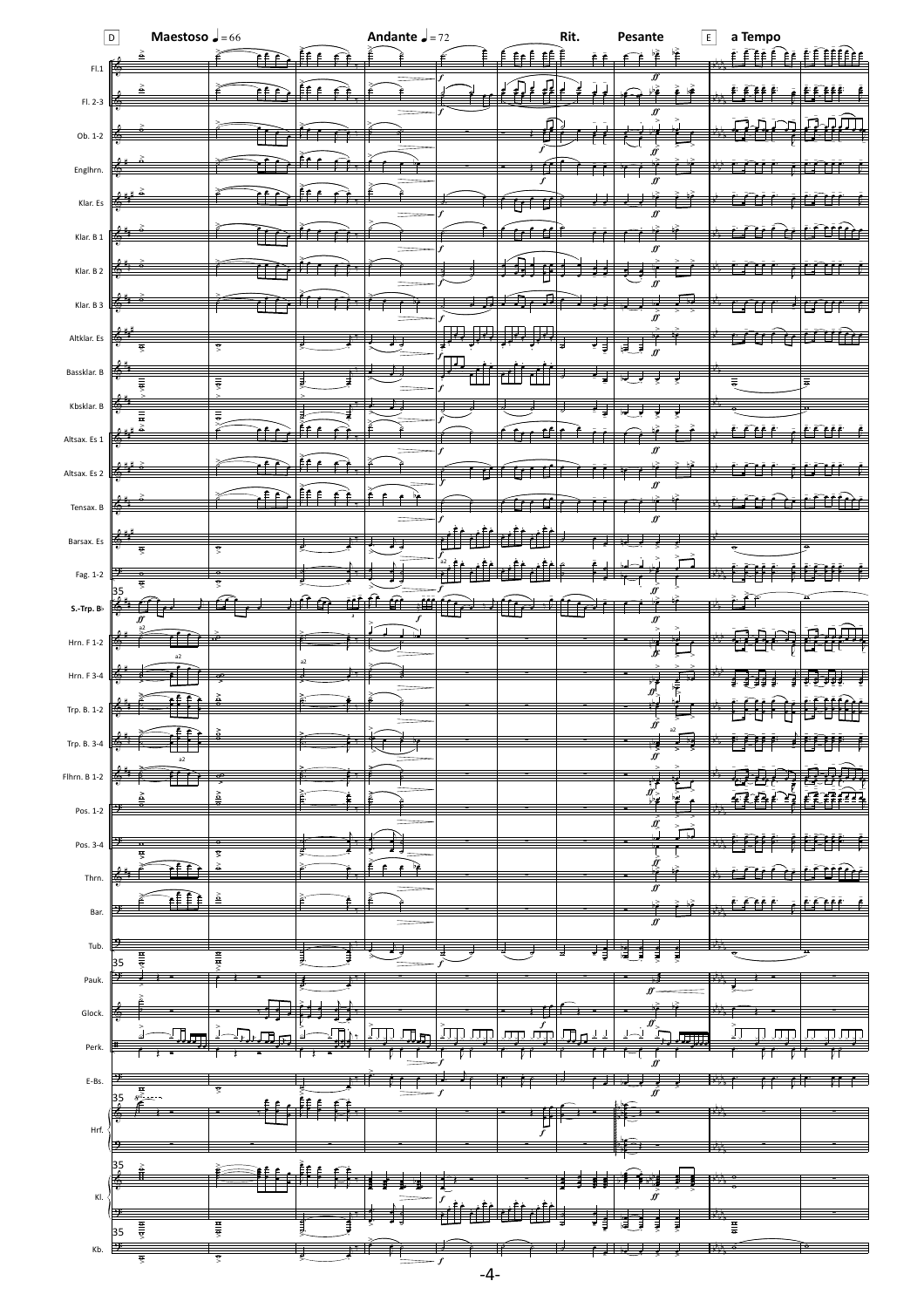D **Maestoso** ♩ = 66 **Andante** ♩ = 72 **Rit.** **Pesante** E **a Tempo**

Fl.1

Fl. 2-3

Ob. 1-2

Englhrn.

Klar. Es

Klar. B 1

Klar. B 2

Klar. B 3

Altklar. Es

Bassklar. B

Kbsklar. B

Altsax. Es 1

Altsax. Es 2

Tensax. B

Barsax. Es

Fag. 1-2

S.-Trp. B♭

Hrn. F 1-2

Hrn. F 3-4

Trp. B. 1-2

Trp. B. 3-4

Flhrn. B 1-2

Pos. 1-2

Pos. 3-4

Thrn.

Bar.

Tub.

Pauk.

Glock.

Perk.

E-Bs.

Hrf.

Kl.

Kb.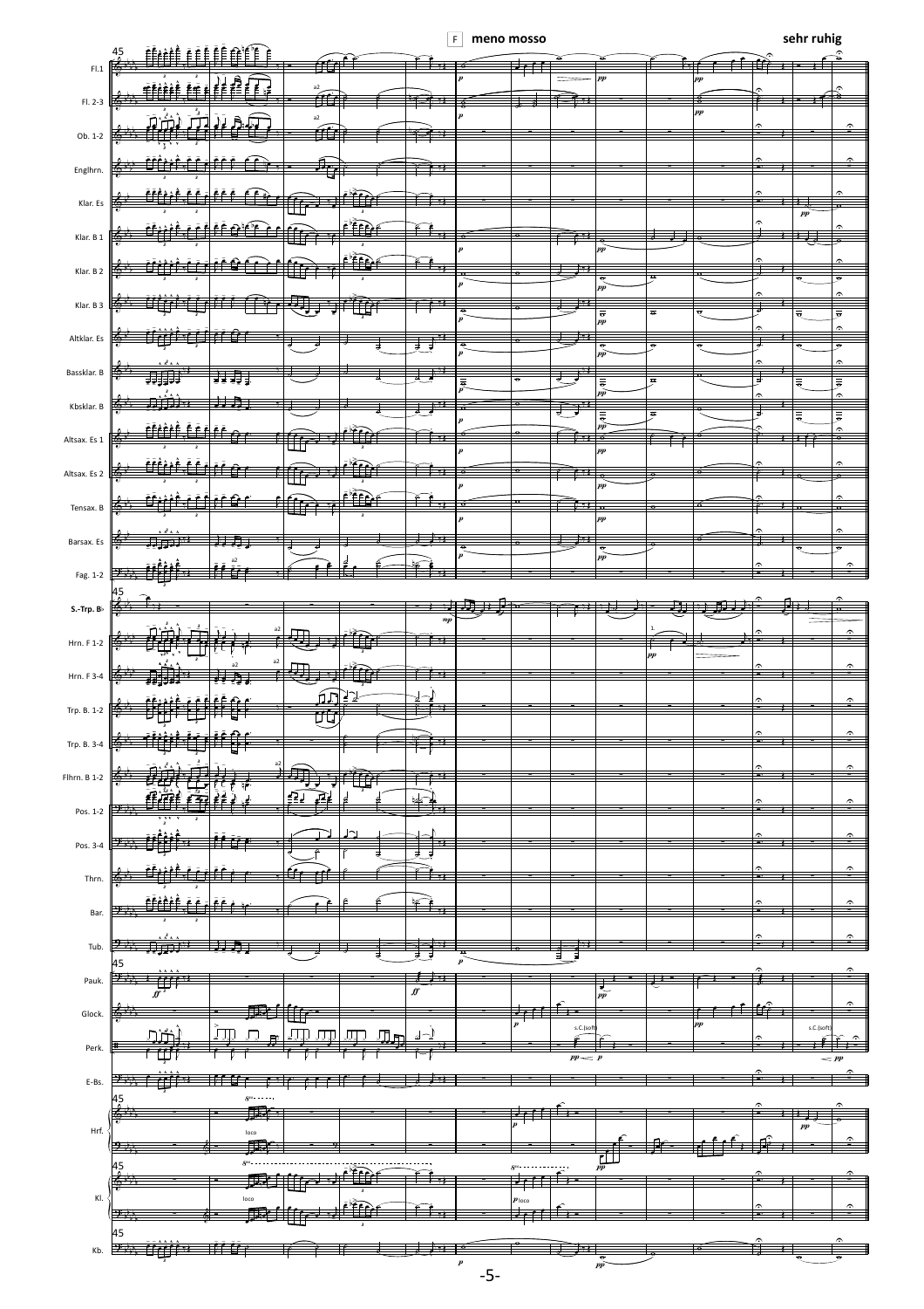**F** **meno mosso** **sehr ruhig**

Fl.1
Fl. 2-3
Ob. 1-2
Englhrn.
Klar. Es
Klar. B 1
Klar. B 2
Klar. B 3
Altklar. Es
Bassklar. B
Kbsklar. B
Altsax. Es 1
Altsax. Es 2
Tensax. B
Barsax. Es
Fag. 1-2
S.-Trp. B♭
Hrn. F 1-2
Hrn. F 3-4
Trp. B. 1-2
Trp. B. 3-4
Flhrn. B 1-2
Pos. 1-2
Pos. 3-4
Thrn.
Bar.
Tub.
Pauk.
Glock.
Perk.
E-Bs.
Hrf.
Kl.
Kb.